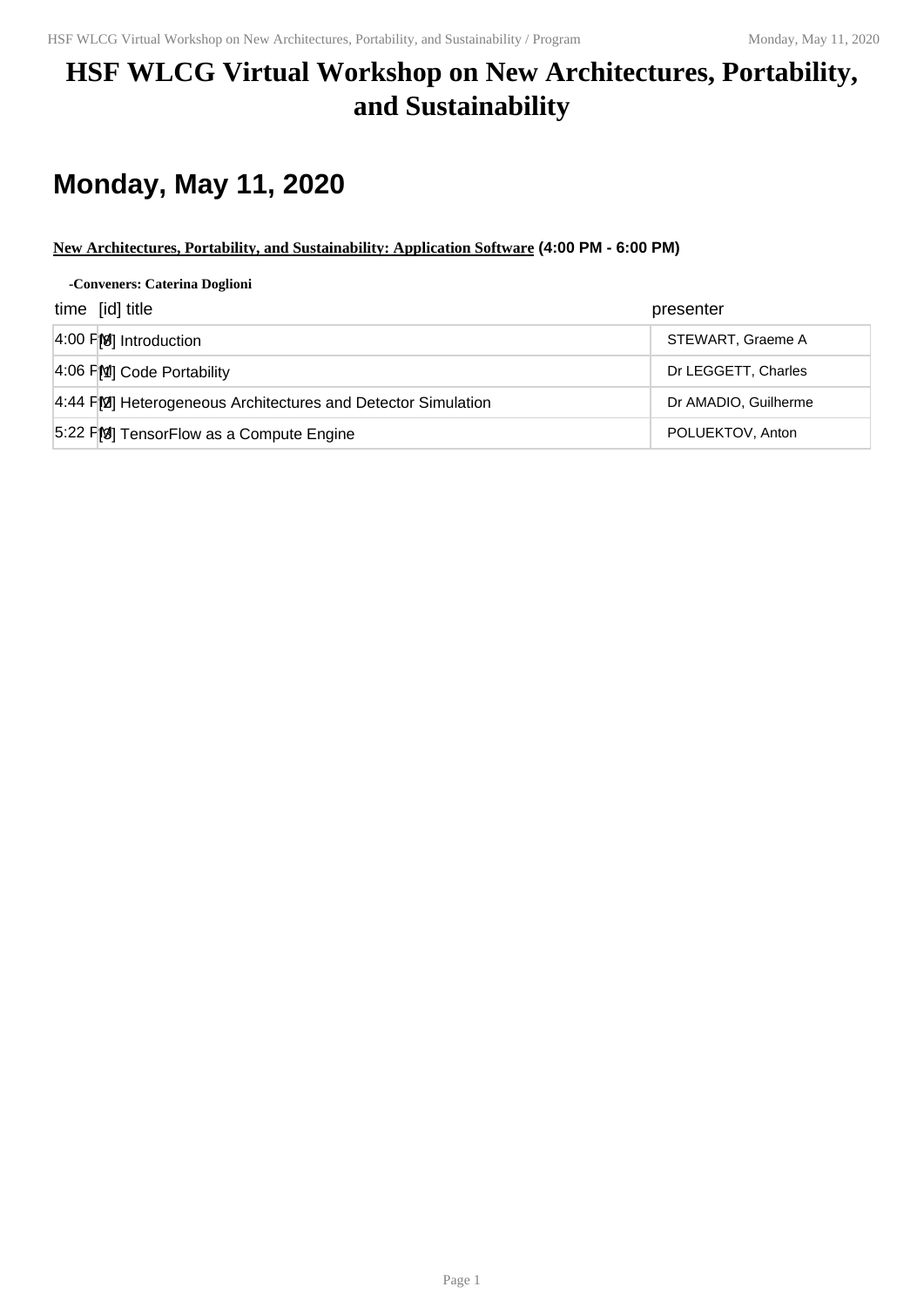# HSF WLCG Virtual Workshop on New Architectures, Portability, and Sustainability

## Monday, May 11, 2020

**New Architectures, Portability, and Sustainability: Application Software (4:00 PM - 6:00 PM)**

**-Conveners: Caterina Doglioni**

| time | [id] title | presenter |
|---|---|---|
| 4:00 PM | [0] Introduction | STEWART, Graeme A |
| 4:06 PM | [1] Code Portability | Dr LEGGETT, Charles |
| 4:44 PM | [2] Heterogeneous Architectures and Detector Simulation | Dr AMADIO, Guilherme |
| 5:22 PM | [3] TensorFlow as a Compute Engine | POLUEKTOV, Anton |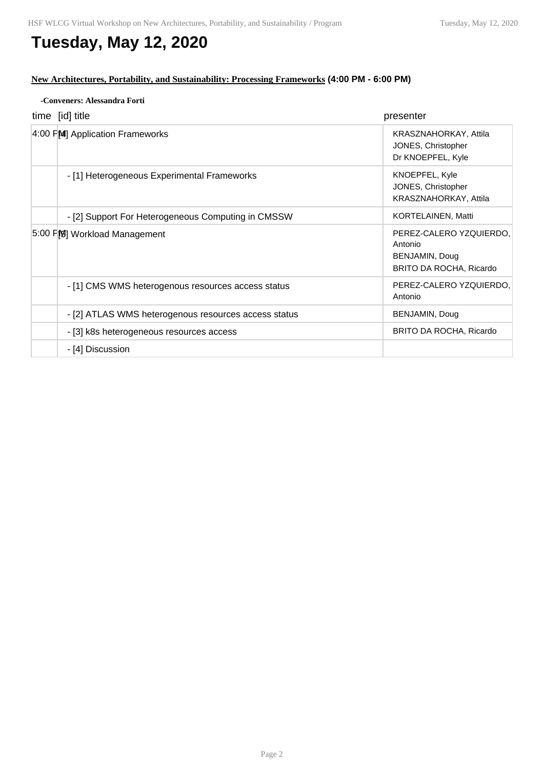# Tuesday, May 12, 2020

**New Architectures, Portability, and Sustainability: Processing Frameworks** (4:00 PM - 6:00 PM)

**-Conveners: Alessandra Forti**

| time | [id] title | presenter |
|---|---|---|
| 4:00 PM | [4] Application Frameworks | KRASZNAHORKAY, Attila<br>JONES, Christopher<br>Dr KNOEPFEL, Kyle |
| | - [1] Heterogeneous Experimental Frameworks | KNOEPFEL, Kyle<br>JONES, Christopher<br>KRASZNAHORKAY, Attila |
| | - [2] Support For Heterogeneous Computing in CMSSW | KORTELAINEN, Matti |
| 5:00 PM | [5] Workload Management | PEREZ-CALERO YZQUIERDO, Antonio<br>BENJAMIN, Doug<br>BRITO DA ROCHA, Ricardo |
| | - [1] CMS WMS heterogenous resources access status | PEREZ-CALERO YZQUIERDO, Antonio |
| | - [2] ATLAS WMS heterogenous resources access status | BENJAMIN, Doug |
| | - [3] k8s heterogeneous resources access | BRITO DA ROCHA, Ricardo |
| | - [4] Discussion | |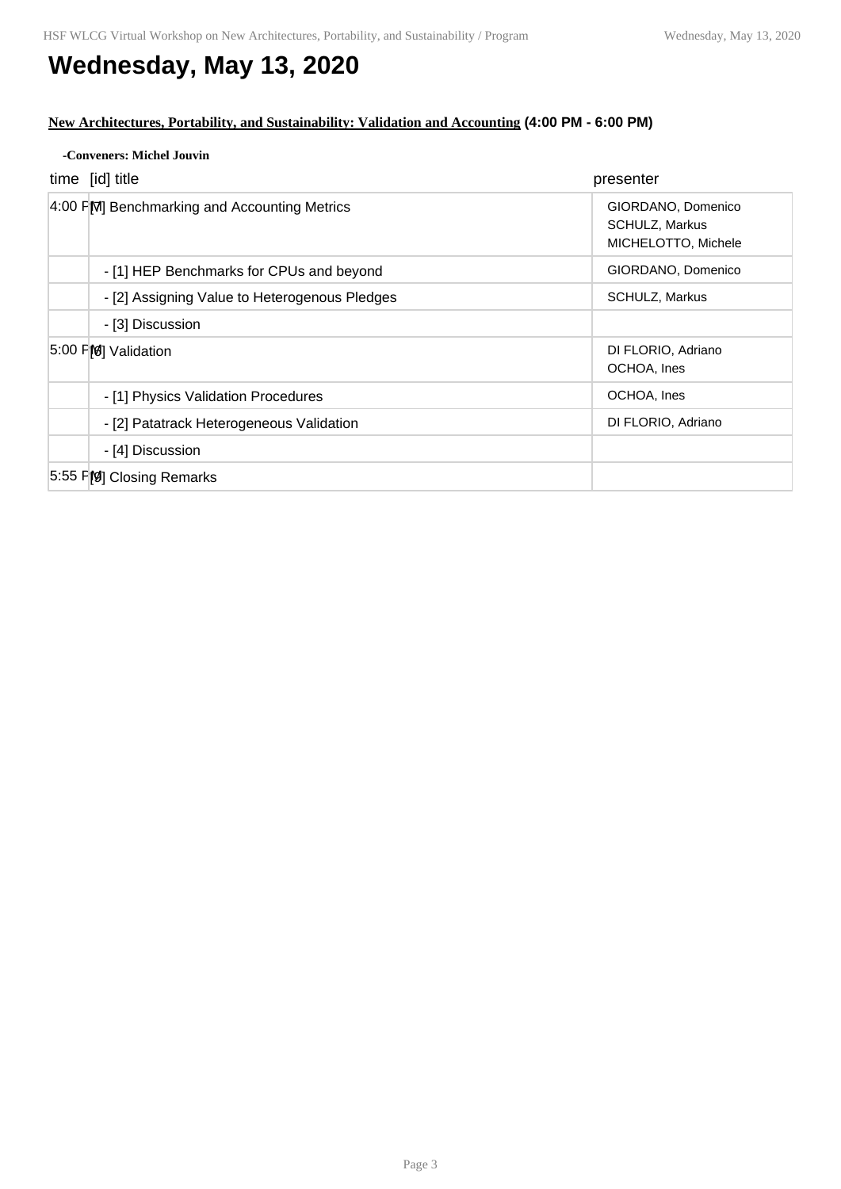# Wednesday, May 13, 2020

**New Architectures, Portability, and Sustainability: Validation and Accounting (4:00 PM - 6:00 PM)**

**-Conveners: Michel Jouvin**

| time | [id] title | presenter |
| --- | --- | --- |
| 4:00 PM | [7] Benchmarking and Accounting Metrics | GIORDANO, Domenico<br>SCHULZ, Markus<br>MICHELOTTO, Michele |
| | - [1] HEP Benchmarks for CPUs and beyond | GIORDANO, Domenico |
| | - [2] Assigning Value to Heterogenous Pledges | SCHULZ, Markus |
| | - [3] Discussion | |
| 5:00 PM | [8] Validation | DI FLORIO, Adriano<br>OCHOA, Ines |
| | - [1] Physics Validation Procedures | OCHOA, Ines |
| | - [2] Patatrack Heterogeneous Validation | DI FLORIO, Adriano |
| | - [4] Discussion | |
| 5:55 PM | [9] Closing Remarks | |